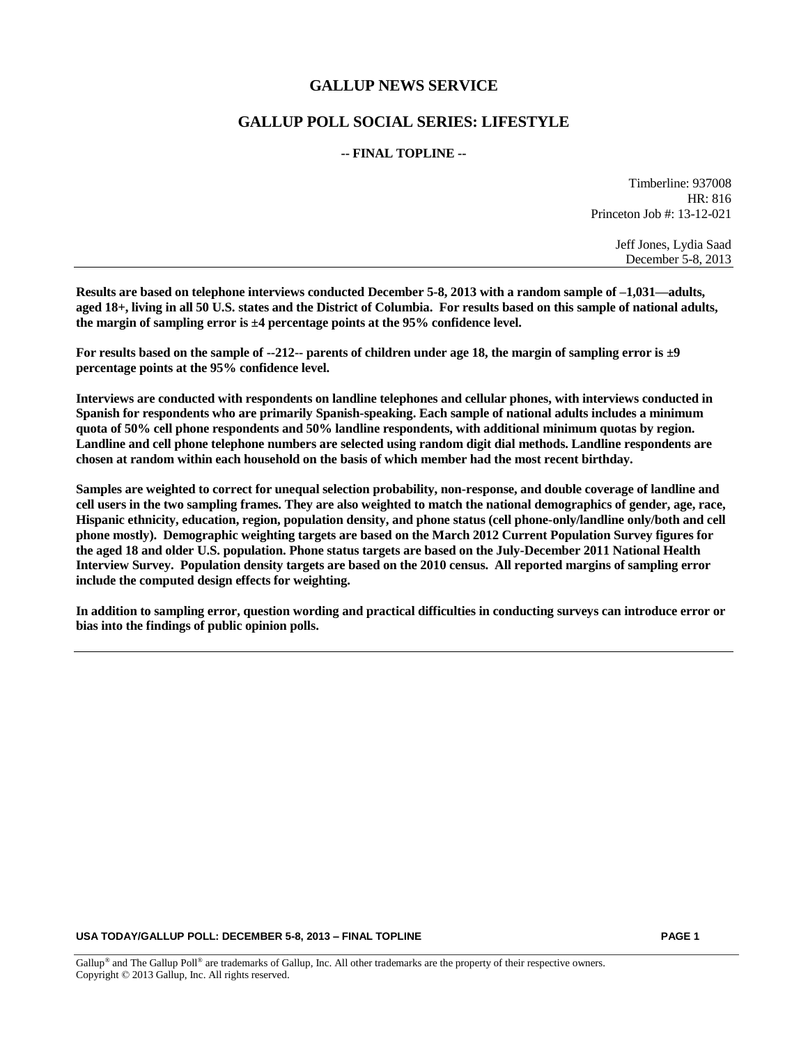# GALLUP NEWS SERVICE

## GALLUP POLL SOCIAL SERIES: LIFESTYLE

**-- FINAL TOPLINE --**

Timberline: 937008
HR: 816
Princeton Job #: 13-12-021

Jeff Jones, Lydia Saad
December 5-8, 2013

---

**Results are based on telephone interviews conducted December 5-8, 2013 with a random sample of –1,031—adults, aged 18+, living in all 50 U.S. states and the District of Columbia. For results based on this sample of national adults, the margin of sampling error is ±4 percentage points at the 95% confidence level.**

**For results based on the sample of --212-- parents of children under age 18, the margin of sampling error is ±9 percentage points at the 95% confidence level.**

**Interviews are conducted with respondents on landline telephones and cellular phones, with interviews conducted in Spanish for respondents who are primarily Spanish-speaking. Each sample of national adults includes a minimum quota of 50% cell phone respondents and 50% landline respondents, with additional minimum quotas by region. Landline and cell phone telephone numbers are selected using random digit dial methods. Landline respondents are chosen at random within each household on the basis of which member had the most recent birthday.**

**Samples are weighted to correct for unequal selection probability, non-response, and double coverage of landline and cell users in the two sampling frames. They are also weighted to match the national demographics of gender, age, race, Hispanic ethnicity, education, region, population density, and phone status (cell phone-only/landline only/both and cell phone mostly). Demographic weighting targets are based on the March 2012 Current Population Survey figures for the aged 18 and older U.S. population. Phone status targets are based on the July-December 2011 National Health Interview Survey. Population density targets are based on the 2010 census. All reported margins of sampling error include the computed design effects for weighting.**

**In addition to sampling error, question wording and practical difficulties in conducting surveys can introduce error or bias into the findings of public opinion polls.**

---

Gallup® and The Gallup Poll® are trademarks of Gallup, Inc. All other trademarks are the property of their respective owners.
Copyright © 2013 Gallup, Inc. All rights reserved.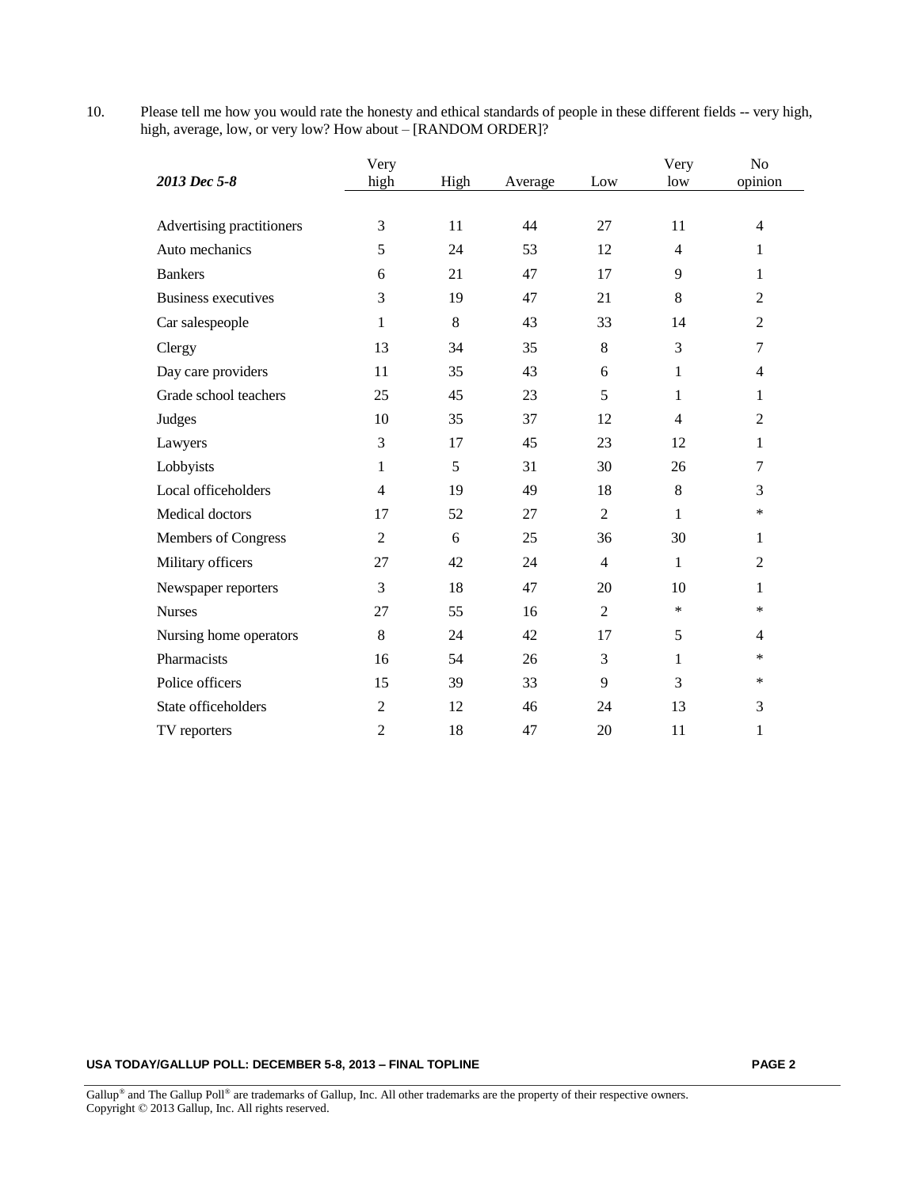10. Please tell me how you would rate the honesty and ethical standards of people in these different fields -- very high, high, average, low, or very low? How about – [RANDOM ORDER]?

| *2013 Dec 5-8* | Very high | High | Average | Low | Very low | No opinion |
|---|---|---|---|---|---|---|
| Advertising practitioners | 3 | 11 | 44 | 27 | 11 | 4 |
| Auto mechanics | 5 | 24 | 53 | 12 | 4 | 1 |
| Bankers | 6 | 21 | 47 | 17 | 9 | 1 |
| Business executives | 3 | 19 | 47 | 21 | 8 | 2 |
| Car salespeople | 1 | 8 | 43 | 33 | 14 | 2 |
| Clergy | 13 | 34 | 35 | 8 | 3 | 7 |
| Day care providers | 11 | 35 | 43 | 6 | 1 | 4 |
| Grade school teachers | 25 | 45 | 23 | 5 | 1 | 1 |
| Judges | 10 | 35 | 37 | 12 | 4 | 2 |
| Lawyers | 3 | 17 | 45 | 23 | 12 | 1 |
| Lobbyists | 1 | 5 | 31 | 30 | 26 | 7 |
| Local officeholders | 4 | 19 | 49 | 18 | 8 | 3 |
| Medical doctors | 17 | 52 | 27 | 2 | 1 | * |
| Members of Congress | 2 | 6 | 25 | 36 | 30 | 1 |
| Military officers | 27 | 42 | 24 | 4 | 1 | 2 |
| Newspaper reporters | 3 | 18 | 47 | 20 | 10 | 1 |
| Nurses | 27 | 55 | 16 | 2 | * | * |
| Nursing home operators | 8 | 24 | 42 | 17 | 5 | 4 |
| Pharmacists | 16 | 54 | 26 | 3 | 1 | * |
| Police officers | 15 | 39 | 33 | 9 | 3 | * |
| State officeholders | 2 | 12 | 46 | 24 | 13 | 3 |
| TV reporters | 2 | 18 | 47 | 20 | 11 | 1 |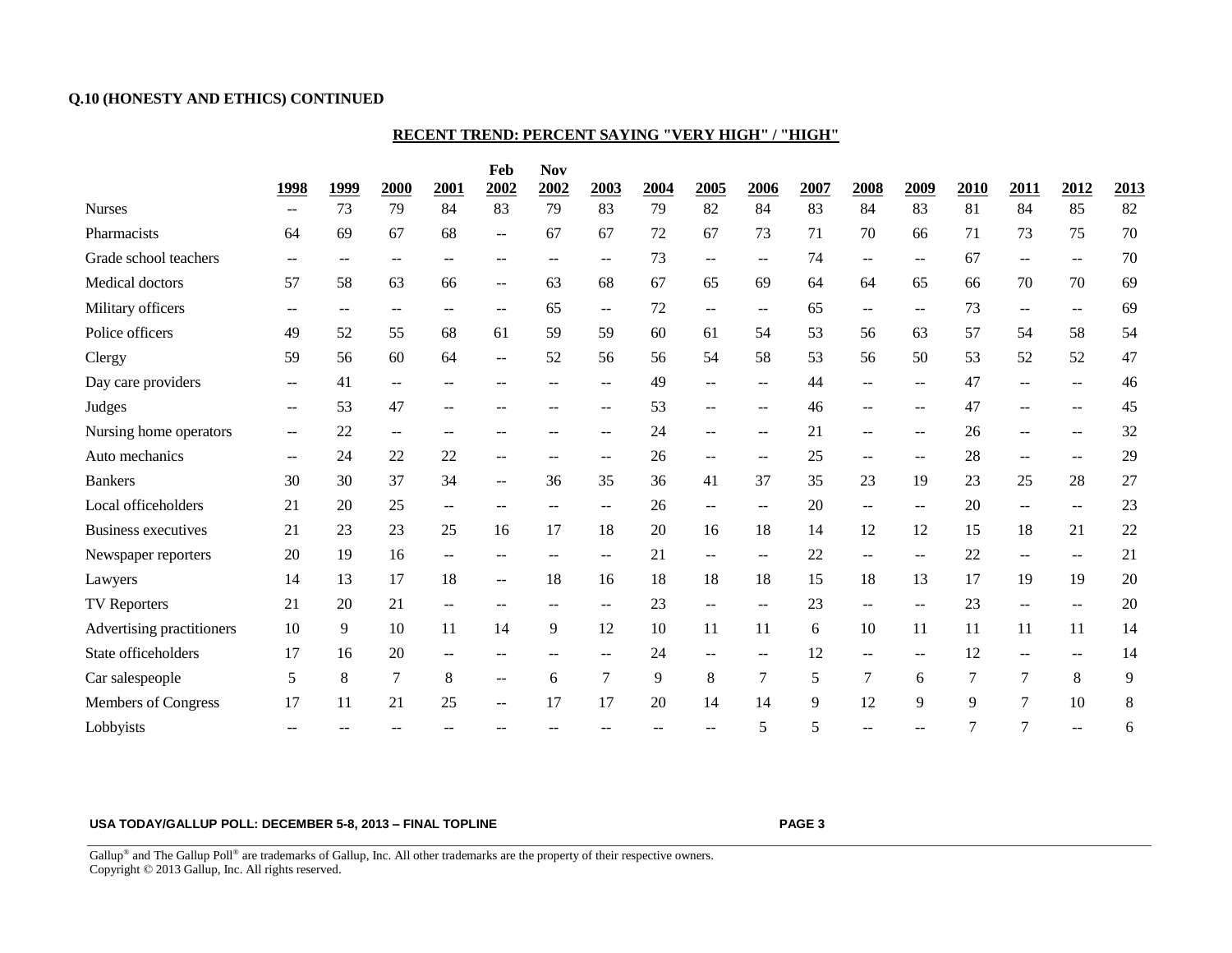**Q.10 (HONESTY AND ETHICS) CONTINUED**

**RECENT TREND: PERCENT SAYING "VERY HIGH" / "HIGH"**

| | 1998 | 1999 | 2000 | 2001 | Feb 2002 | Nov 2002 | 2003 | 2004 | 2005 | 2006 | 2007 | 2008 | 2009 | 2010 | 2011 | 2012 | 2013 |
|---|---|---|---|---|---|---|---|---|---|---|---|---|---|---|---|---|---|
| Nurses | -- | 73 | 79 | 84 | 83 | 79 | 83 | 79 | 82 | 84 | 83 | 84 | 83 | 81 | 84 | 85 | 82 |
| Pharmacists | 64 | 69 | 67 | 68 | -- | 67 | 67 | 72 | 67 | 73 | 71 | 70 | 66 | 71 | 73 | 75 | 70 |
| Grade school teachers | -- | -- | -- | -- | -- | -- | -- | 73 | -- | -- | 74 | -- | -- | 67 | -- | -- | 70 |
| Medical doctors | 57 | 58 | 63 | 66 | -- | 63 | 68 | 67 | 65 | 69 | 64 | 64 | 65 | 66 | 70 | 70 | 69 |
| Military officers | -- | -- | -- | -- | -- | 65 | -- | 72 | -- | -- | 65 | -- | -- | 73 | -- | -- | 69 |
| Police officers | 49 | 52 | 55 | 68 | 61 | 59 | 59 | 60 | 61 | 54 | 53 | 56 | 63 | 57 | 54 | 58 | 54 |
| Clergy | 59 | 56 | 60 | 64 | -- | 52 | 56 | 56 | 54 | 58 | 53 | 56 | 50 | 53 | 52 | 52 | 47 |
| Day care providers | -- | 41 | -- | -- | -- | -- | -- | 49 | -- | -- | 44 | -- | -- | 47 | -- | -- | 46 |
| Judges | -- | 53 | 47 | -- | -- | -- | -- | 53 | -- | -- | 46 | -- | -- | 47 | -- | -- | 45 |
| Nursing home operators | -- | 22 | -- | -- | -- | -- | -- | 24 | -- | -- | 21 | -- | -- | 26 | -- | -- | 32 |
| Auto mechanics | -- | 24 | 22 | 22 | -- | -- | -- | 26 | -- | -- | 25 | -- | -- | 28 | -- | -- | 29 |
| Bankers | 30 | 30 | 37 | 34 | -- | 36 | 35 | 36 | 41 | 37 | 35 | 23 | 19 | 23 | 25 | 28 | 27 |
| Local officeholders | 21 | 20 | 25 | -- | -- | -- | -- | 26 | -- | -- | 20 | -- | -- | 20 | -- | -- | 23 |
| Business executives | 21 | 23 | 23 | 25 | 16 | 17 | 18 | 20 | 16 | 18 | 14 | 12 | 12 | 15 | 18 | 21 | 22 |
| Newspaper reporters | 20 | 19 | 16 | -- | -- | -- | -- | 21 | -- | -- | 22 | -- | -- | 22 | -- | -- | 21 |
| Lawyers | 14 | 13 | 17 | 18 | -- | 18 | 16 | 18 | 18 | 18 | 15 | 18 | 13 | 17 | 19 | 19 | 20 |
| TV Reporters | 21 | 20 | 21 | -- | -- | -- | -- | 23 | -- | -- | 23 | -- | -- | 23 | -- | -- | 20 |
| Advertising practitioners | 10 | 9 | 10 | 11 | 14 | 9 | 12 | 10 | 11 | 11 | 6 | 10 | 11 | 11 | 11 | 11 | 14 |
| State officeholders | 17 | 16 | 20 | -- | -- | -- | -- | 24 | -- | -- | 12 | -- | -- | 12 | -- | -- | 14 |
| Car salespeople | 5 | 8 | 7 | 8 | -- | 6 | 7 | 9 | 8 | 7 | 5 | 7 | 6 | 7 | 7 | 8 | 9 |
| Members of Congress | 17 | 11 | 21 | 25 | -- | 17 | 17 | 20 | 14 | 14 | 9 | 12 | 9 | 9 | 7 | 10 | 8 |
| Lobbyists | -- | -- | -- | -- | -- | -- | -- | -- | -- | 5 | 5 | -- | -- | 7 | 7 | -- | 6 |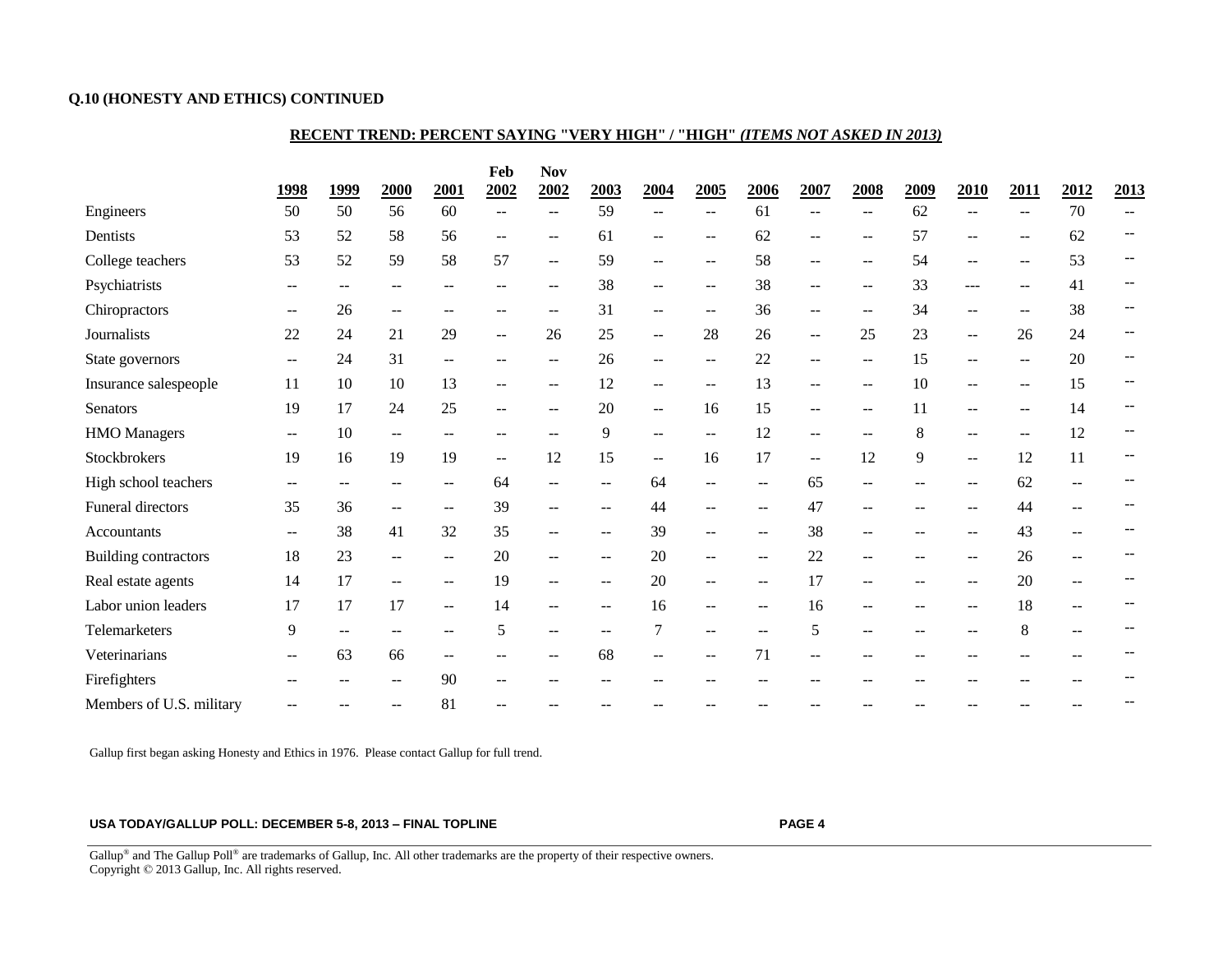**Q.10 (HONESTY AND ETHICS) CONTINUED**

**RECENT TREND: PERCENT SAYING "VERY HIGH" / "HIGH"** ***(ITEMS NOT ASKED IN 2013)***

| | 1998 | 1999 | 2000 | 2001 | Feb 2002 | Nov 2002 | 2003 | 2004 | 2005 | 2006 | 2007 | 2008 | 2009 | 2010 | 2011 | 2012 | 2013 |
|---|---|---|---|---|---|---|---|---|---|---|---|---|---|---|---|---|---|
| Engineers | 50 | 50 | 56 | 60 | -- | -- | 59 | -- | -- | 61 | -- | -- | 62 | -- | -- | 70 | -- |
| Dentists | 53 | 52 | 58 | 56 | -- | -- | 61 | -- | -- | 62 | -- | -- | 57 | -- | -- | 62 | -- |
| College teachers | 53 | 52 | 59 | 58 | 57 | -- | 59 | -- | -- | 58 | -- | -- | 54 | -- | -- | 53 | -- |
| Psychiatrists | -- | -- | -- | -- | -- | -- | 38 | -- | -- | 38 | -- | -- | 33 | --- | -- | 41 | -- |
| Chiropractors | -- | 26 | -- | -- | -- | -- | 31 | -- | -- | 36 | -- | -- | 34 | -- | -- | 38 | -- |
| Journalists | 22 | 24 | 21 | 29 | -- | 26 | 25 | -- | 28 | 26 | -- | 25 | 23 | -- | 26 | 24 | -- |
| State governors | -- | 24 | 31 | -- | -- | -- | 26 | -- | -- | 22 | -- | -- | 15 | -- | -- | 20 | -- |
| Insurance salespeople | 11 | 10 | 10 | 13 | -- | -- | 12 | -- | -- | 13 | -- | -- | 10 | -- | -- | 15 | -- |
| Senators | 19 | 17 | 24 | 25 | -- | -- | 20 | -- | 16 | 15 | -- | -- | 11 | -- | -- | 14 | -- |
| HMO Managers | -- | 10 | -- | -- | -- | -- | 9 | -- | -- | 12 | -- | -- | 8 | -- | -- | 12 | -- |
| Stockbrokers | 19 | 16 | 19 | 19 | -- | 12 | 15 | -- | 16 | 17 | -- | 12 | 9 | -- | 12 | 11 | -- |
| High school teachers | -- | -- | -- | -- | 64 | -- | -- | 64 | -- | -- | 65 | -- | -- | -- | 62 | -- | -- |
| Funeral directors | 35 | 36 | -- | -- | 39 | -- | -- | 44 | -- | -- | 47 | -- | -- | -- | 44 | -- | -- |
| Accountants | -- | 38 | 41 | 32 | 35 | -- | -- | 39 | -- | -- | 38 | -- | -- | -- | 43 | -- | -- |
| Building contractors | 18 | 23 | -- | -- | 20 | -- | -- | 20 | -- | -- | 22 | -- | -- | -- | 26 | -- | -- |
| Real estate agents | 14 | 17 | -- | -- | 19 | -- | -- | 20 | -- | -- | 17 | -- | -- | -- | 20 | -- | -- |
| Labor union leaders | 17 | 17 | 17 | -- | 14 | -- | -- | 16 | -- | -- | 16 | -- | -- | -- | 18 | -- | -- |
| Telemarketers | 9 | -- | -- | -- | 5 | -- | -- | 7 | -- | -- | 5 | -- | -- | -- | 8 | -- | -- |
| Veterinarians | -- | 63 | 66 | -- | -- | -- | 68 | -- | -- | 71 | -- | -- | -- | -- | -- | -- | -- |
| Firefighters | -- | -- | -- | 90 | -- | -- | -- | -- | -- | -- | -- | -- | -- | -- | -- | -- | -- |
| Members of U.S. military | -- | -- | -- | 81 | -- | -- | -- | -- | -- | -- | -- | -- | -- | -- | -- | -- | -- |

Gallup first began asking Honesty and Ethics in 1976. Please contact Gallup for full trend.

Gallup® and The Gallup Poll® are trademarks of Gallup, Inc. All other trademarks are the property of their respective owners.
Copyright © 2013 Gallup, Inc. All rights reserved.